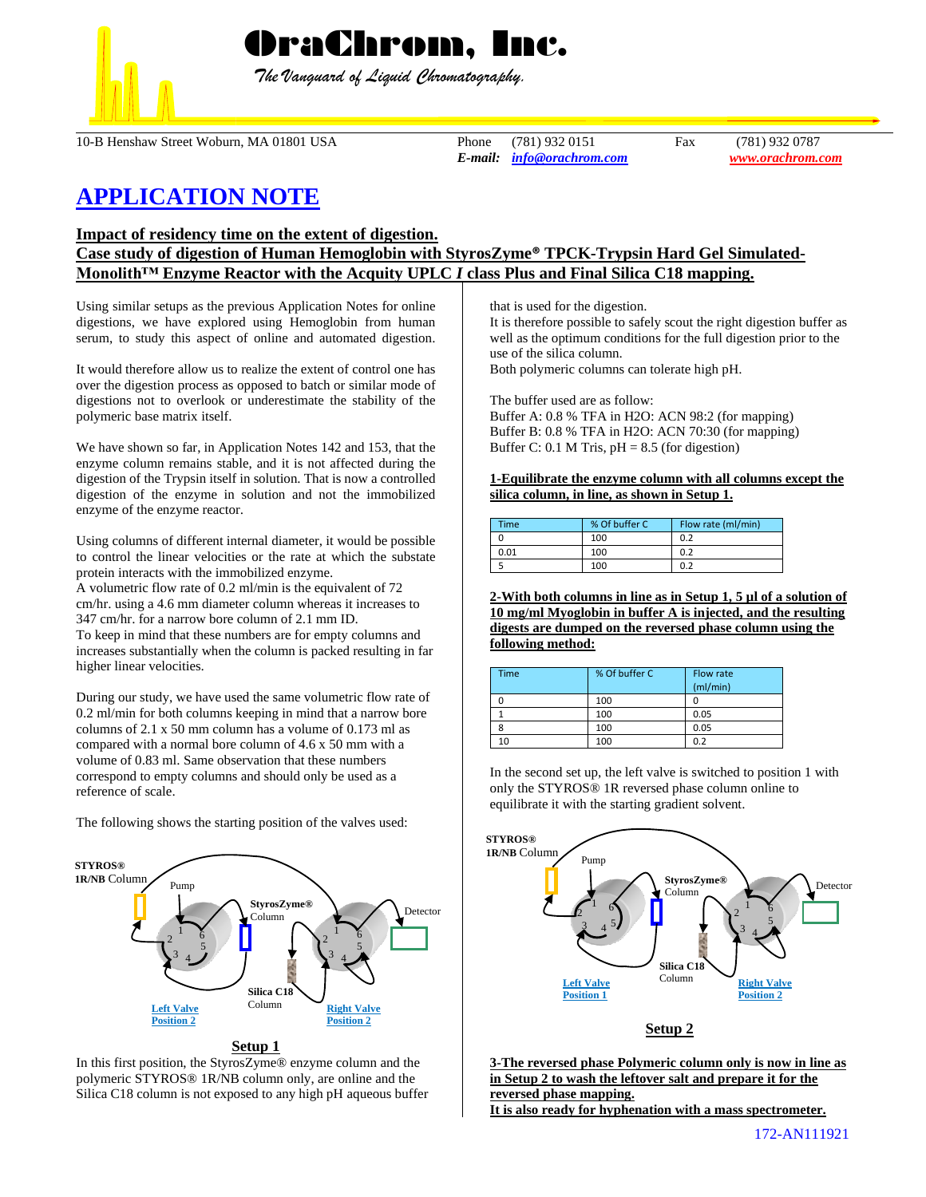# OraChrom, Inc.

*The Vanguard of Liquid Chromatography.*

10-B Henshaw Street Woburn, MA 01801 USA — Phone (781) 932 0151 — Fax (781) 932 0787
*E-mail:* info@orachrom.com — www.orachrom.com

# APPLICATION NOTE

## Impact of residency time on the extent of digestion. Case study of digestion of Human Hemoglobin with StyrosZyme® TPCK-Trypsin Hard Gel Simulated-Monolith™ Enzyme Reactor with the Acquity UPLC *I* class Plus and Final Silica C18 mapping.

Using similar setups as the previous Application Notes for online digestions, we have explored using Hemoglobin from human serum, to study this aspect of online and automated digestion.

It would therefore allow us to realize the extent of control one has over the digestion process as opposed to batch or similar mode of digestions not to overlook or underestimate the stability of the polymeric base matrix itself.

We have shown so far, in Application Notes 142 and 153, that the enzyme column remains stable, and it is not affected during the digestion of the Trypsin itself in solution. That is now a controlled digestion of the enzyme in solution and not the immobilized enzyme of the enzyme reactor.

Using columns of different internal diameter, it would be possible to control the linear velocities or the rate at which the substate protein interacts with the immobilized enzyme.
A volumetric flow rate of 0.2 ml/min is the equivalent of 72 cm/hr. using a 4.6 mm diameter column whereas it increases to 347 cm/hr. for a narrow bore column of 2.1 mm ID.
To keep in mind that these numbers are for empty columns and increases substantially when the column is packed resulting in far higher linear velocities.

During our study, we have used the same volumetric flow rate of 0.2 ml/min for both columns keeping in mind that a narrow bore columns of 2.1 x 50 mm column has a volume of 0.173 ml as compared with a normal bore column of 4.6 x 50 mm with a volume of 0.83 ml. Same observation that these numbers correspond to empty columns and should only be used as a reference of scale.

The following shows the starting position of the valves used:

STYROS® 1R/NB Column — Pump — StyrosZyme® Column — Detector — Silica C18 Column — Left Valve Position 2 — Right Valve Position 2

**Setup 1**

In this first position, the StyrosZyme® enzyme column and the polymeric STYROS® 1R/NB column only, are online and the Silica C18 column is not exposed to any high pH aqueous buffer that is used for the digestion.
It is therefore possible to safely scout the right digestion buffer as well as the optimum conditions for the full digestion prior to the use of the silica column.
Both polymeric columns can tolerate high pH.

The buffer used are as follow:
Buffer A: 0.8 % TFA in H2O: ACN 98:2 (for mapping)
Buffer B: 0.8 % TFA in H2O: ACN 70:30 (for mapping)
Buffer C: 0.1 M Tris, pH = 8.5 (for digestion)

**1-Equilibrate the enzyme column with all columns except the silica column, in line, as shown in Setup 1.**

| Time | % Of buffer C | Flow rate (ml/min) |
|---|---|---|
| 0 | 100 | 0.2 |
| 0.01 | 100 | 0.2 |
| 5 | 100 | 0.2 |

**2-With both columns in line as in Setup 1, 5 µl of a solution of 10 mg/ml Myoglobin in buffer A is injected, and the resulting digests are dumped on the reversed phase column using the following method:**

| Time | % Of buffer C | Flow rate (ml/min) |
|---|---|---|
| 0 | 100 | 0 |
| 1 | 100 | 0.05 |
| 8 | 100 | 0.05 |
| 10 | 100 | 0.2 |

In the second set up, the left valve is switched to position 1 with only the STYROS® 1R reversed phase column online to equilibrate it with the starting gradient solvent.

STYROS® 1R/NB Column — Pump — StyrosZyme® Column — Detector — Silica C18 Column — Left Valve Position 1 — Right Valve Position 2

**Setup 2**

**3-The reversed phase Polymeric column only is now in line as in Setup 2 to wash the leftover salt and prepare it for the reversed phase mapping.**
**It is also ready for hyphenation with a mass spectrometer.**

172-AN111921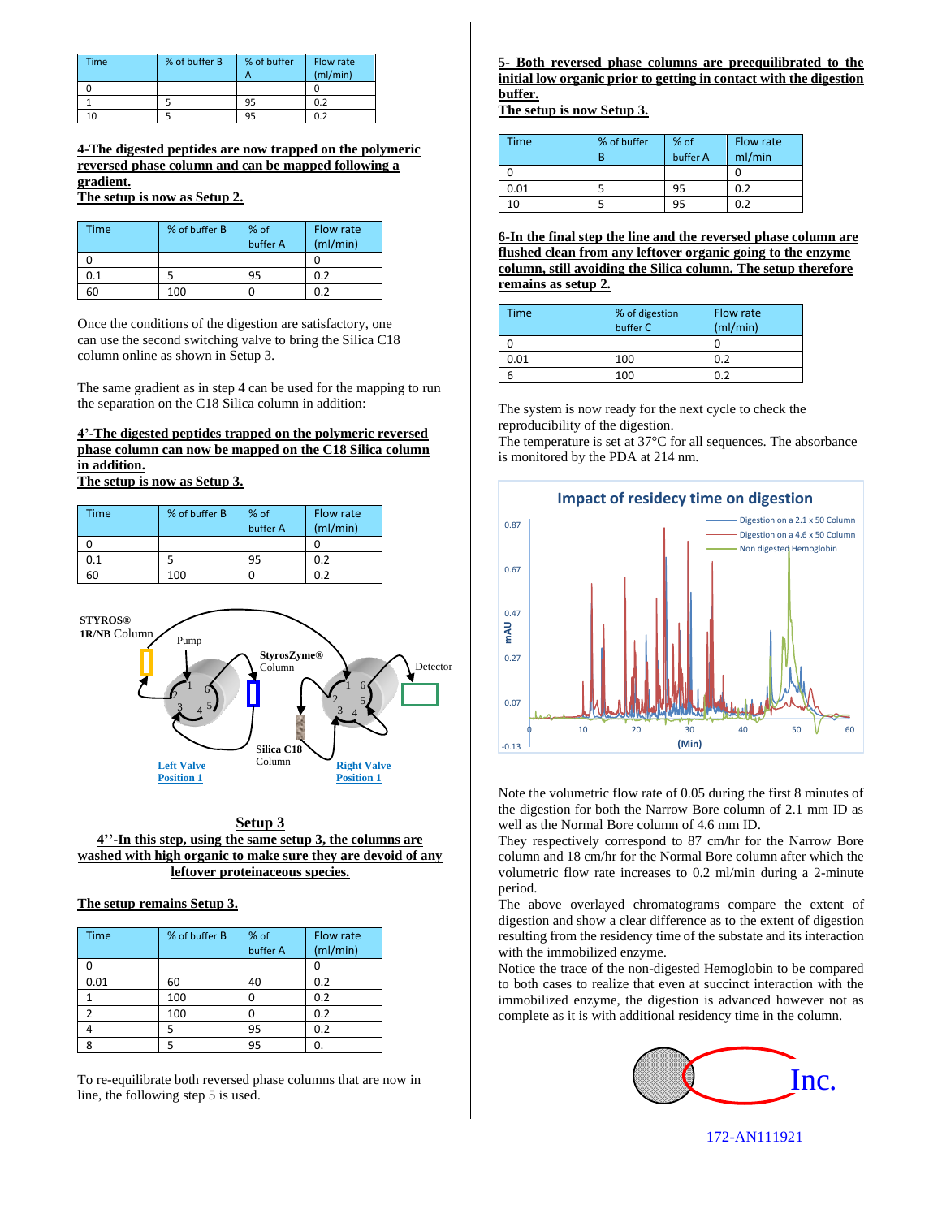| Time | % of buffer B | % of buffer A | Flow rate (ml/min) |
|---|---|---|---|
| 0 | | | 0 |
| 1 | 5 | 95 | 0.2 |
| 10 | 5 | 95 | 0.2 |

**4-The digested peptides are now trapped on the polymeric reversed phase column and can be mapped following a gradient.**
**The setup is now as Setup 2.**

| Time | % of buffer B | % of buffer A | Flow rate (ml/min) |
|---|---|---|---|
| 0 | | | 0 |
| 0.1 | 5 | 95 | 0.2 |
| 60 | 100 | 0 | 0.2 |

Once the conditions of the digestion are satisfactory, one can use the second switching valve to bring the Silica C18 column online as shown in Setup 3.

The same gradient as in step 4 can be used for the mapping to run the separation on the C18 Silica column in addition:

**4'-The digested peptides trapped on the polymeric reversed phase column can now be mapped on the C18 Silica column in addition.**
**The setup is now as Setup 3.**

| Time | % of buffer B | % of buffer A | Flow rate (ml/min) |
|---|---|---|---|
| 0 | | | 0 |
| 0.1 | 5 | 95 | 0.2 |
| 60 | 100 | 0 | 0.2 |

STYROS® 1R/NB Column
Pump
StyrosZyme® Column
Detector
Silica C18 Column
Left Valve Position 1
Right Valve Position 1

**Setup 3**

**4''-In this step, using the same setup 3, the columns are washed with high organic to make sure they are devoid of any leftover proteinaceous species.**

**The setup remains Setup 3.**

| Time | % of buffer B | % of buffer A | Flow rate (ml/min) |
|---|---|---|---|
| 0 | | | 0 |
| 0.01 | 60 | 40 | 0.2 |
| 1 | 100 | 0 | 0.2 |
| 2 | 100 | 0 | 0.2 |
| 4 | 5 | 95 | 0.2 |
| 8 | 5 | 95 | 0. |

To re-equilibrate both reversed phase columns that are now in line, the following step 5 is used.

**5- Both reversed phase columns are preequilibrated to the initial low organic prior to getting in contact with the digestion buffer.**
**The setup is now Setup 3.**

| Time | % of buffer B | % of buffer A | Flow rate ml/min |
|---|---|---|---|
| 0 | | | 0 |
| 0.01 | 5 | 95 | 0.2 |
| 10 | 5 | 95 | 0.2 |

**6-In the final step the line and the reversed phase column are flushed clean from any leftover organic going to the enzyme column, still avoiding the Silica column. The setup therefore remains as setup 2.**

| Time | % of digestion buffer C | Flow rate (ml/min) |
|---|---|---|
| 0 | | 0 |
| 0.01 | 100 | 0.2 |
| 6 | 100 | 0.2 |

The system is now ready for the next cycle to check the reproducibility of the digestion.
The temperature is set at 37°C for all sequences. The absorbance is monitored by the PDA at 214 nm.

Impact of residecy time on digestion
Digestion on a 2.1 x 50 Column
Digestion on a 4.6 x 50 Column
Non digested Hemoglobin
mAU
0.87
0.67
0.47
0.27
0.07
-0.13
0
10
20
30
40
50
60
(Min)

Note the volumetric flow rate of 0.05 during the first 8 minutes of the digestion for both the Narrow Bore column of 2.1 mm ID as well as the Normal Bore column of 4.6 mm ID.
They respectively correspond to 87 cm/hr for the Narrow Bore column and 18 cm/hr for the Normal Bore column after which the volumetric flow rate increases to 0.2 ml/min during a 2-minute period.
The above overlayed chromatograms compare the extent of digestion and show a clear difference as to the extent of digestion resulting from the residency time of the substate and its interaction with the immobilized enzyme.
Notice the trace of the non-digested Hemoglobin to be compared to both cases to realize that even at succinct interaction with the immobilized enzyme, the digestion is advanced however not as complete as it is with additional residency time in the column.

Inc.

172-AN111921